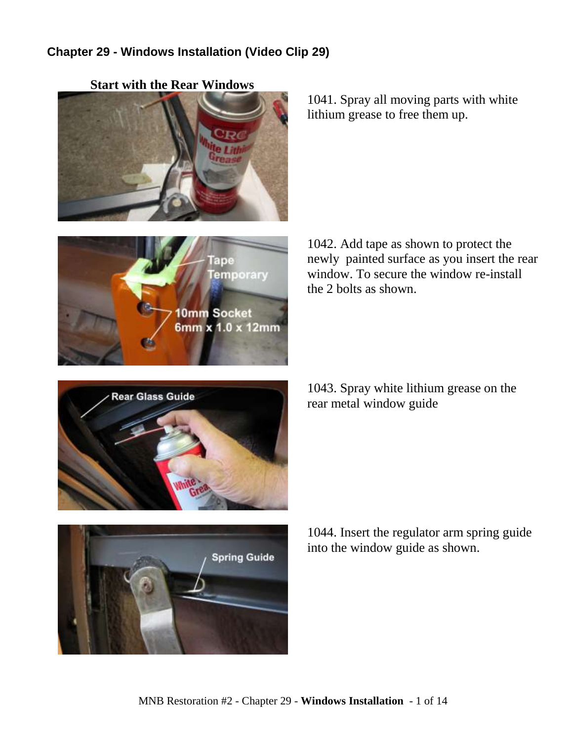## Chapter 29 - Windows Installation (Video Clip 29)

### Start with the Rear Windows

1041. Spray all moving parts with white lithium grease to free them up.

1042. Add tape as shown to protect the newly painted surface as you insert the rear window. To secure the window re-install the 2 bolts as shown.

1043. Spray white lithium grease on the rear metal window guide

1044. Insert the regulator arm spring guide into the window guide as shown.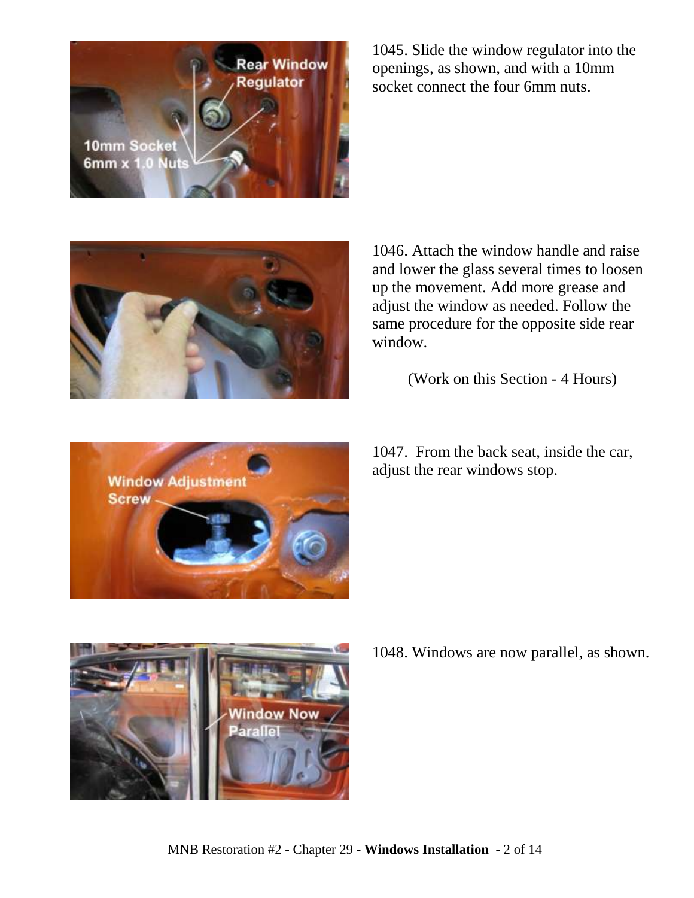1045. Slide the window regulator into the openings, as shown, and with a 10mm socket connect the four 6mm nuts.

1046. Attach the window handle and raise and lower the glass several times to loosen up the movement. Add more grease and adjust the window as needed. Follow the same procedure for the opposite side rear window.

(Work on this Section - 4 Hours)

1047. From the back seat, inside the car, adjust the rear windows stop.

1048. Windows are now parallel, as shown.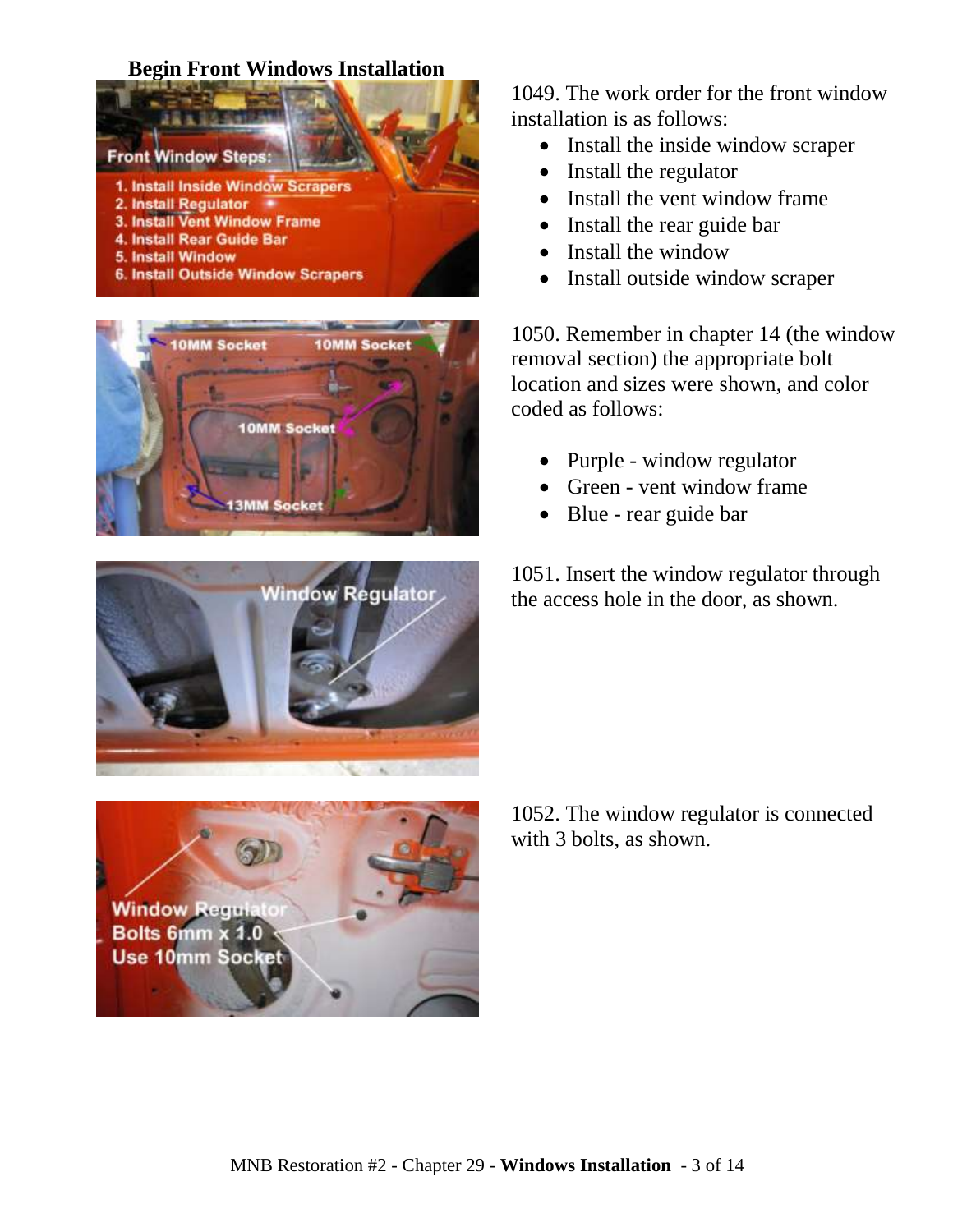## Begin Front Windows Installation

1049. The work order for the front window installation is as follows:

- Install the inside window scraper
- Install the regulator
- Install the vent window frame
- Install the rear guide bar
- Install the window
- Install outside window scraper

1050. Remember in chapter 14 (the window removal section) the appropriate bolt location and sizes were shown, and color coded as follows:

- Purple - window regulator
- Green - vent window frame
- Blue - rear guide bar

1051. Insert the window regulator through the access hole in the door, as shown.

1052. The window regulator is connected with 3 bolts, as shown.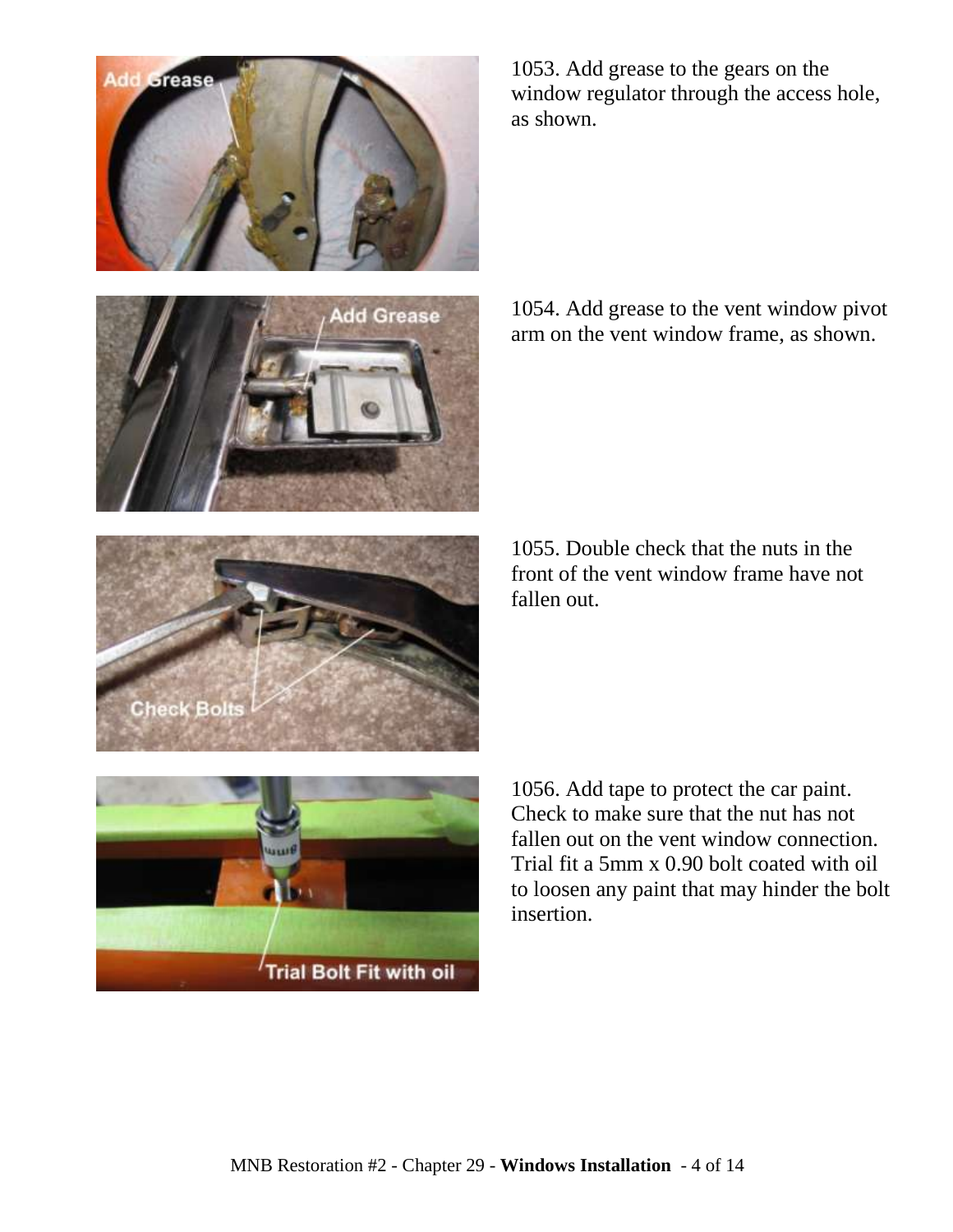1053. Add grease to the gears on the window regulator through the access hole, as shown.

1054. Add grease to the vent window pivot arm on the vent window frame, as shown.

1055. Double check that the nuts in the front of the vent window frame have not fallen out.

1056. Add tape to protect the car paint. Check to make sure that the nut has not fallen out on the vent window connection. Trial fit a 5mm x 0.90 bolt coated with oil to loosen any paint that may hinder the bolt insertion.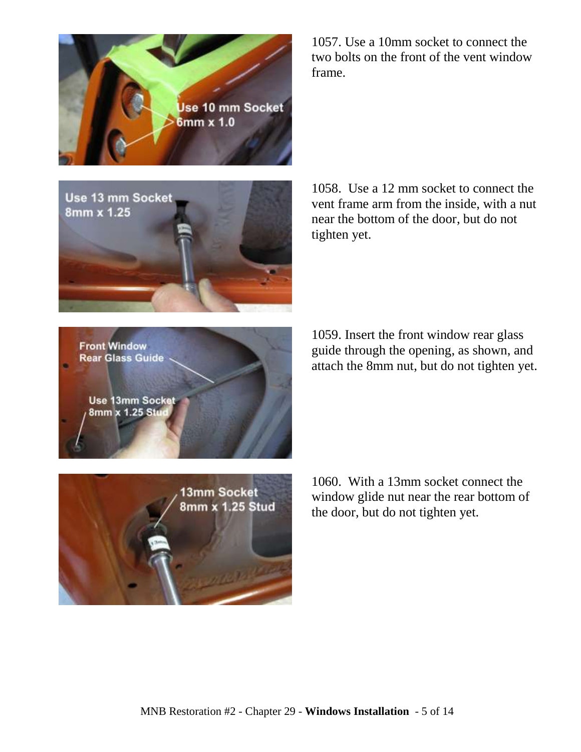1057. Use a 10mm socket to connect the two bolts on the front of the vent window frame.

1058. Use a 12 mm socket to connect the vent frame arm from the inside, with a nut near the bottom of the door, but do not tighten yet.

1059. Insert the front window rear glass guide through the opening, as shown, and attach the 8mm nut, but do not tighten yet.

1060. With a 13mm socket connect the window glide nut near the rear bottom of the door, but do not tighten yet.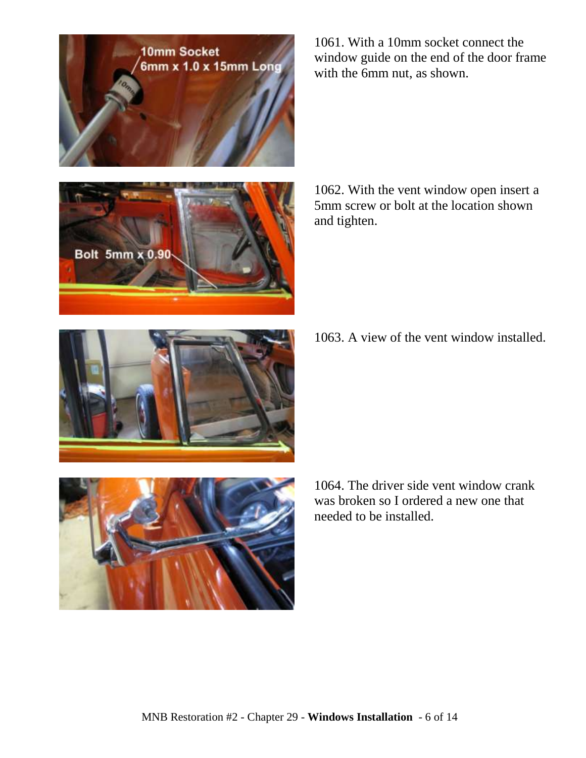1061. With a 10mm socket connect the window guide on the end of the door frame with the 6mm nut, as shown.

1062. With the vent window open insert a 5mm screw or bolt at the location shown and tighten.

1063. A view of the vent window installed.

1064. The driver side vent window crank was broken so I ordered a new one that needed to be installed.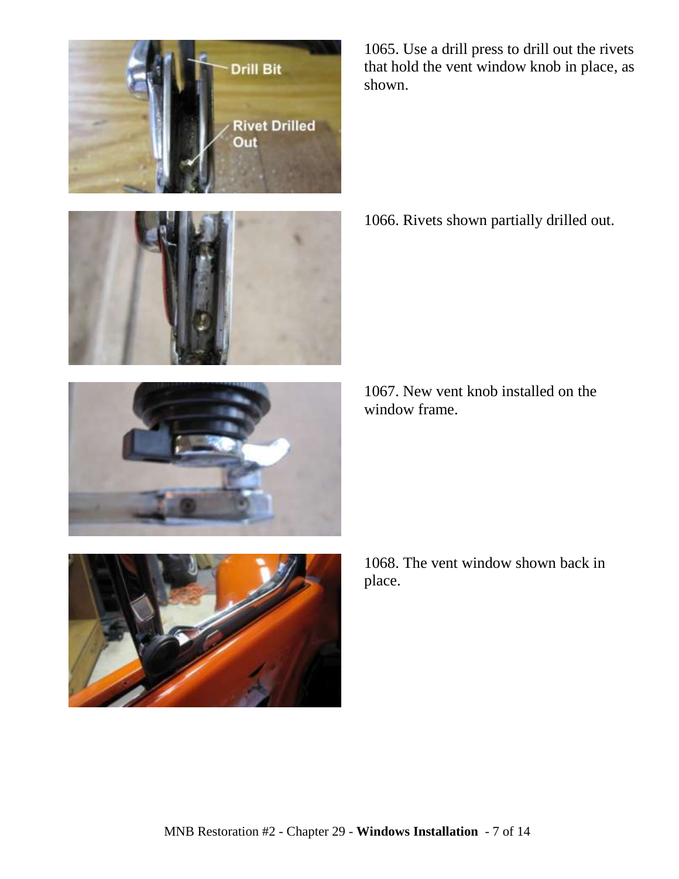1065. Use a drill press to drill out the rivets that hold the vent window knob in place, as shown.

1066. Rivets shown partially drilled out.

1067. New vent knob installed on the window frame.

1068. The vent window shown back in place.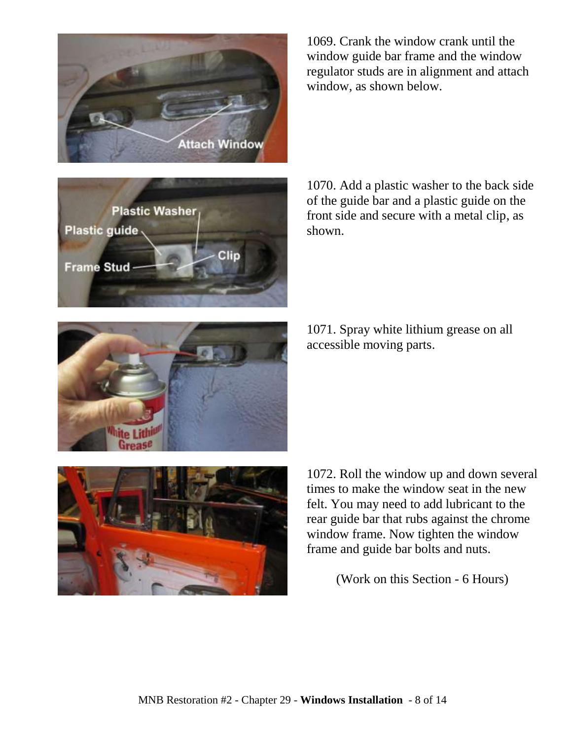1069. Crank the window crank until the window guide bar frame and the window regulator studs are in alignment and attach window, as shown below.

1070. Add a plastic washer to the back side of the guide bar and a plastic guide on the front side and secure with a metal clip, as shown.

1071. Spray white lithium grease on all accessible moving parts.

1072. Roll the window up and down several times to make the window seat in the new felt. You may need to add lubricant to the rear guide bar that rubs against the chrome window frame. Now tighten the window frame and guide bar bolts and nuts.

(Work on this Section - 6 Hours)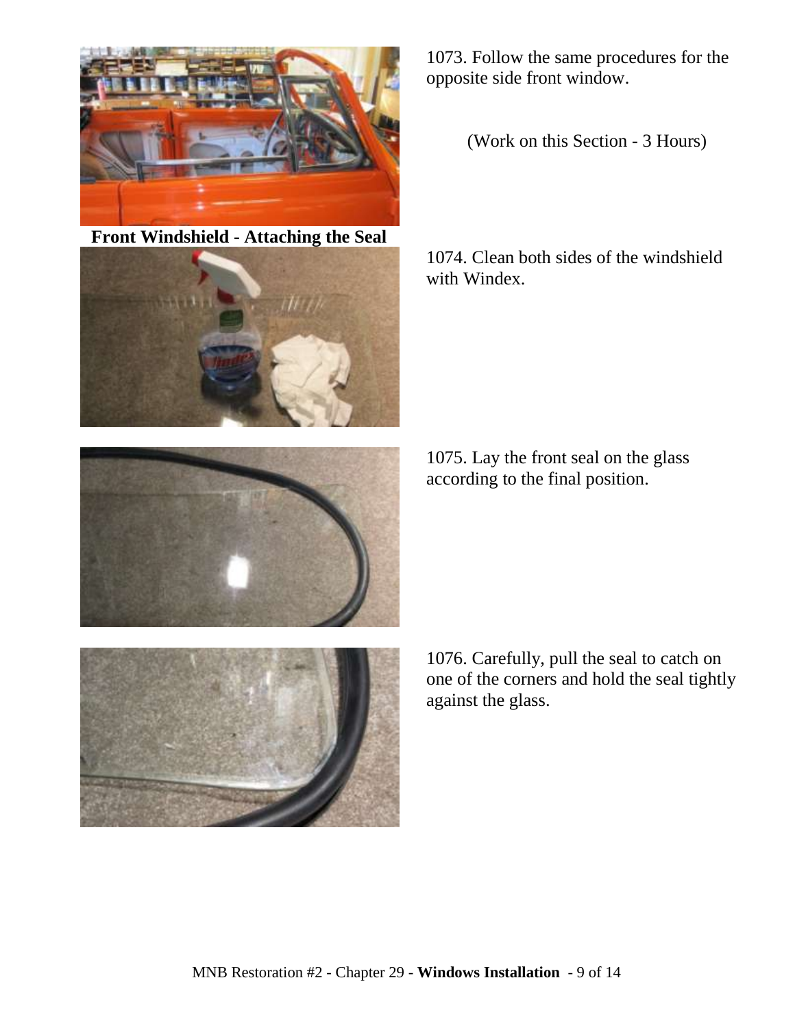1073. Follow the same procedures for the opposite side front window.

(Work on this Section - 3 Hours)

**Front Windshield - Attaching the Seal**

1074. Clean both sides of the windshield with Windex.

1075. Lay the front seal on the glass according to the final position.

1076. Carefully, pull the seal to catch on one of the corners and hold the seal tightly against the glass.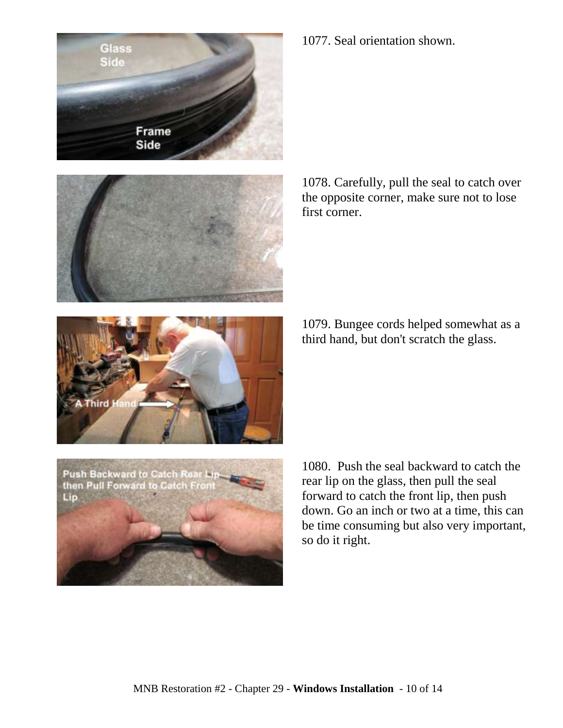1077. Seal orientation shown.

1078. Carefully, pull the seal to catch over the opposite corner, make sure not to lose first corner.

1079. Bungee cords helped somewhat as a third hand, but don't scratch the glass.

1080. Push the seal backward to catch the rear lip on the glass, then pull the seal forward to catch the front lip, then push down. Go an inch or two at a time, this can be time consuming but also very important, so do it right.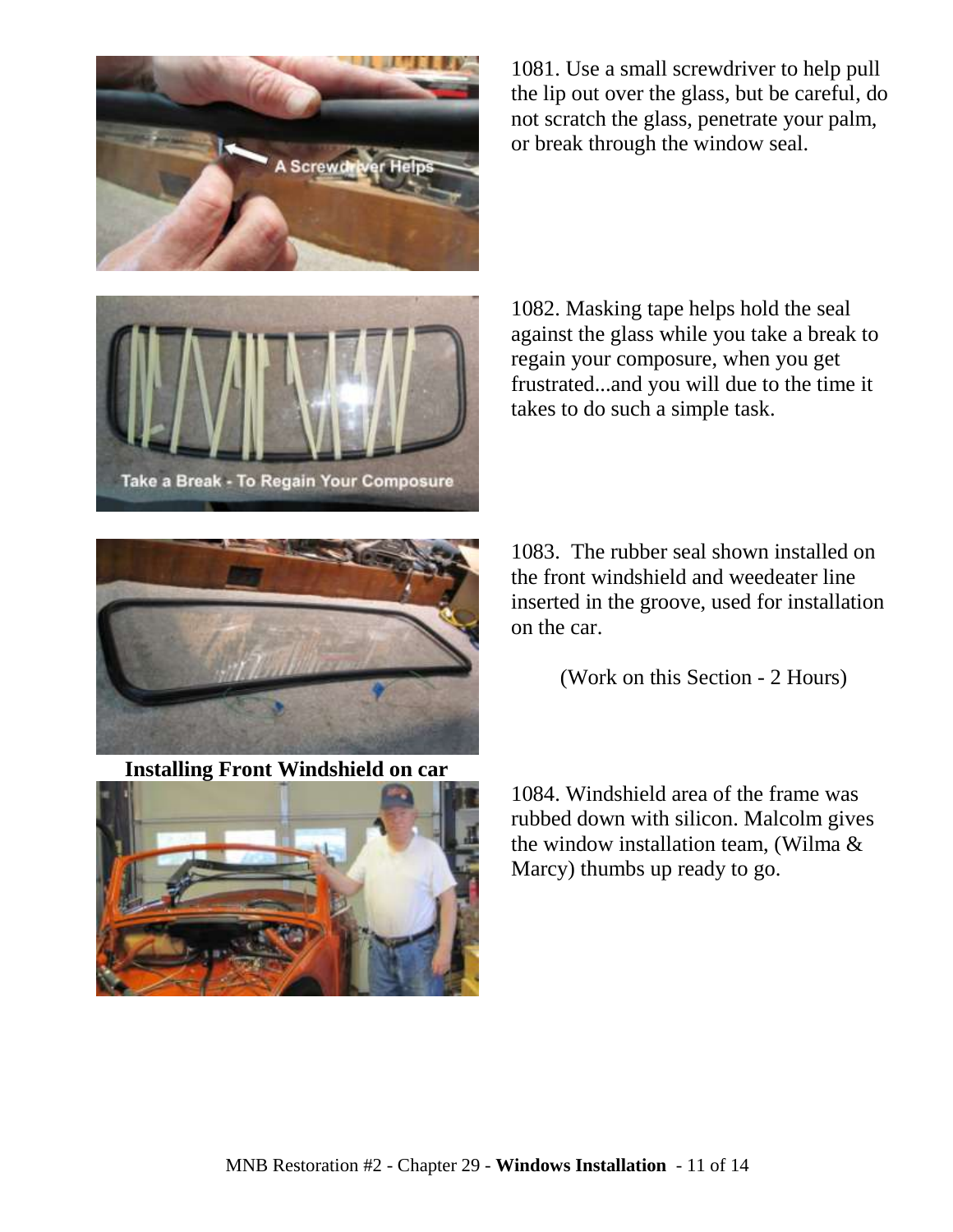1081. Use a small screwdriver to help pull the lip out over the glass, but be careful, do not scratch the glass, penetrate your palm, or break through the window seal.

1082. Masking tape helps hold the seal against the glass while you take a break to regain your composure, when you get frustrated...and you will due to the time it takes to do such a simple task.

1083. The rubber seal shown installed on the front windshield and weedeater line inserted in the groove, used for installation on the car.

(Work on this Section - 2 Hours)

**Installing Front Windshield on car**

1084. Windshield area of the frame was rubbed down with silicon. Malcolm gives the window installation team, (Wilma & Marcy) thumbs up ready to go.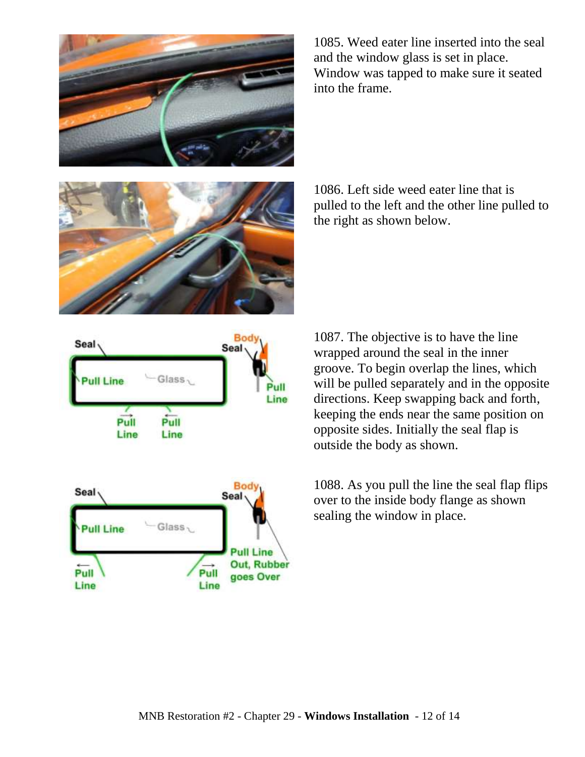1085. Weed eater line inserted into the seal and the window glass is set in place. Window was tapped to make sure it seated into the frame.

1086. Left side weed eater line that is pulled to the left and the other line pulled to the right as shown below.

1087. The objective is to have the line wrapped around the seal in the inner groove. To begin overlap the lines, which will be pulled separately and in the opposite directions. Keep swapping back and forth, keeping the ends near the same position on opposite sides. Initially the seal flap is outside the body as shown.

1088. As you pull the line the seal flap flips over to the inside body flange as shown sealing the window in place.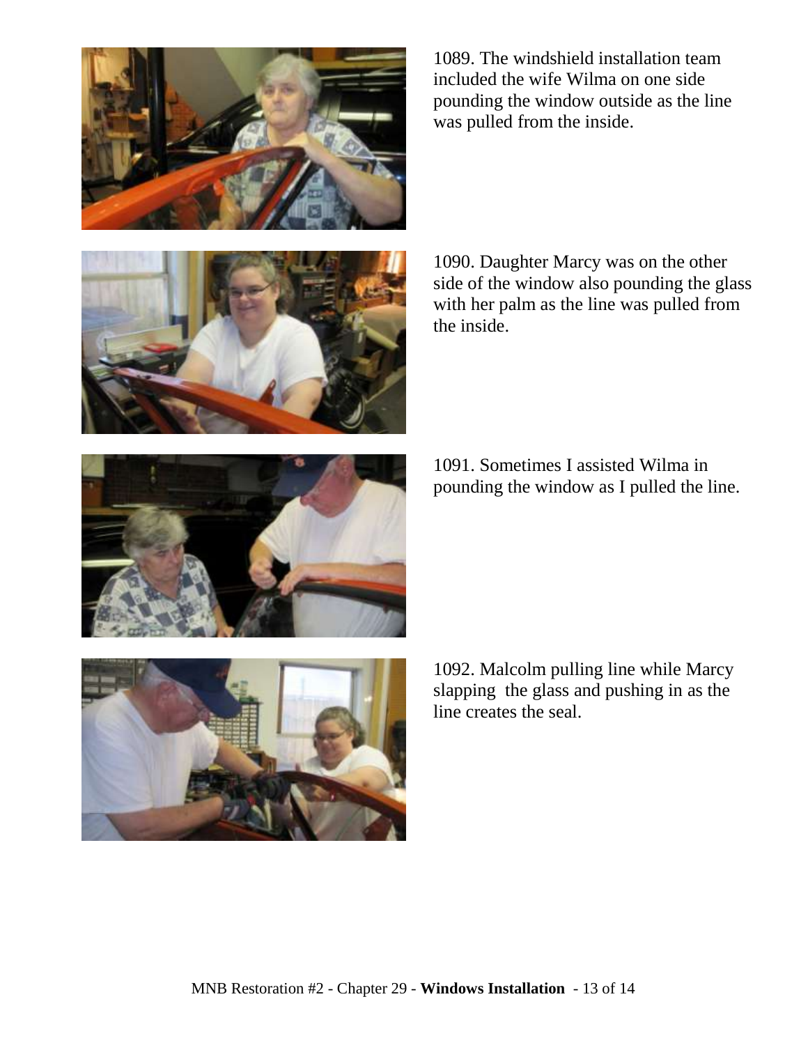1089. The windshield installation team included the wife Wilma on one side pounding the window outside as the line was pulled from the inside.

1090. Daughter Marcy was on the other side of the window also pounding the glass with her palm as the line was pulled from the inside.

1091. Sometimes I assisted Wilma in pounding the window as I pulled the line.

1092. Malcolm pulling line while Marcy slapping the glass and pushing in as the line creates the seal.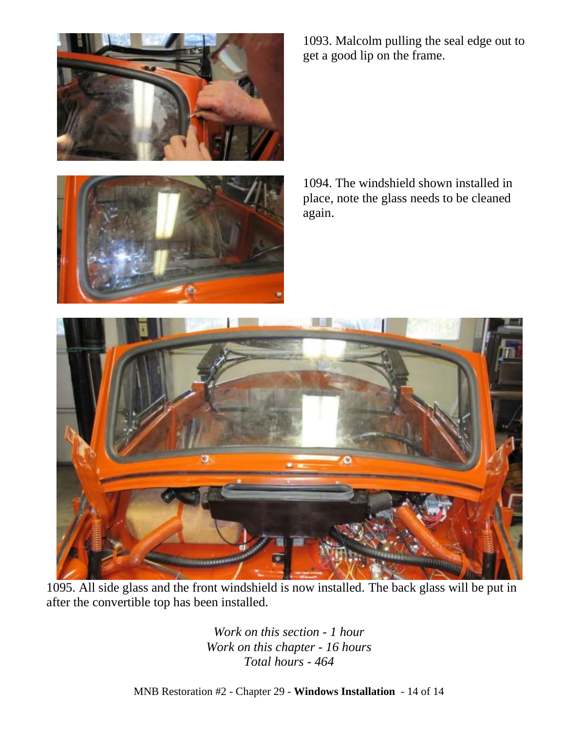1093. Malcolm pulling the seal edge out to get a good lip on the frame.

1094. The windshield shown installed in place, note the glass needs to be cleaned again.

1095. All side glass and the front windshield is now installed. The back glass will be put in after the convertible top has been installed.

*Work on this section - 1 hour*
*Work on this chapter - 16 hours*
*Total hours - 464*